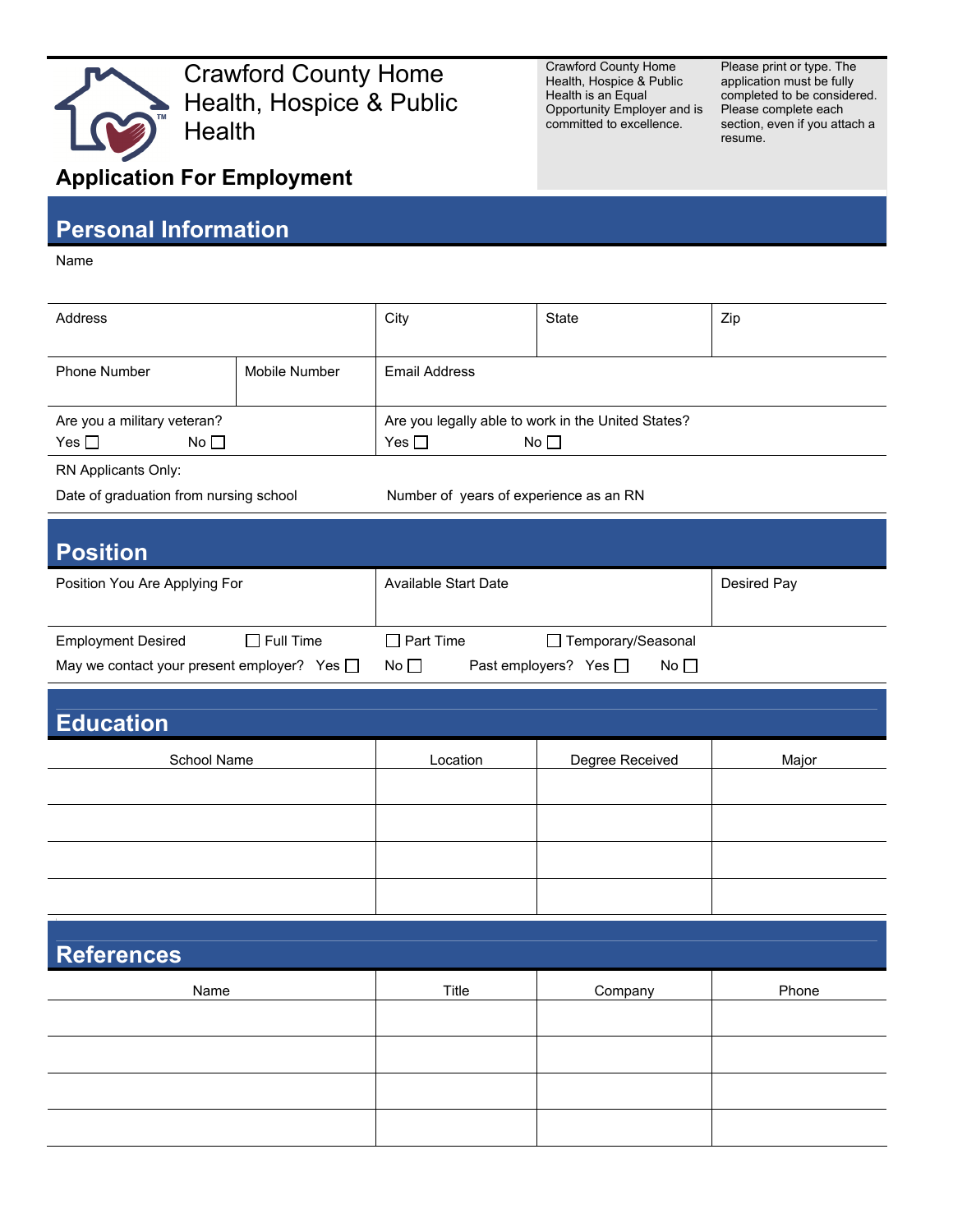# Crawford County Home Health, Hospice & Public Health

## Application For Employment

Crawford County Home Health, Hospice & Public Health is an Equal Opportunity Employer and is committed to excellence.

Please print or type. The application must be fully completed to be considered. Please complete each section, even if you attach a resume.

## Personal Information

Name

| Address | City | State | Zip |
|---|---|---|---|
| | | | |

| Phone Number | Mobile Number | Email Address |
|---|---|---|
| | | |

Are you a military veteran? Yes ☐ No ☐

Are you legally able to work in the United States? Yes ☐ No ☐

RN Applicants Only:

Date of graduation from nursing school

Number of years of experience as an RN

## Position

| Position You Are Applying For | Available Start Date | Desired Pay |
|---|---|---|
| | | |

Employment Desired ☐ Full Time ☐ Part Time ☐ Temporary/Seasonal

May we contact your present employer? Yes ☐ No ☐ Past employers? Yes ☐ No ☐

## Education

| School Name | Location | Degree Received | Major |
|---|---|---|---|
| | | | |
| | | | |
| | | | |
| | | | |

## References

| Name | Title | Company | Phone |
|---|---|---|---|
| | | | |
| | | | |
| | | | |
| | | | |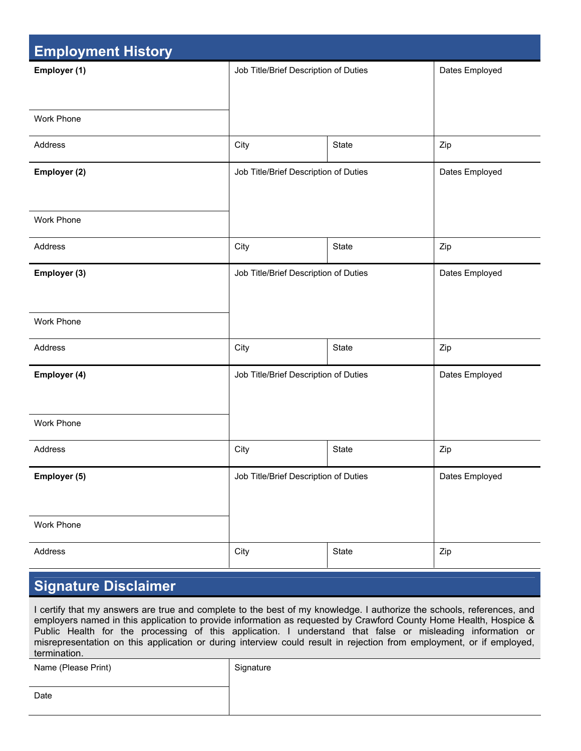## Employment History

| **Employer (1)** | Job Title/Brief Description of Duties | | Dates Employed |
|---|---|---|---|
| Work Phone | | | |
| Address | City | State | Zip |

| **Employer (2)** | Job Title/Brief Description of Duties | | Dates Employed |
|---|---|---|---|
| Work Phone | | | |
| Address | City | State | Zip |

| **Employer (3)** | Job Title/Brief Description of Duties | | Dates Employed |
|---|---|---|---|
| Work Phone | | | |
| Address | City | State | Zip |

| **Employer (4)** | Job Title/Brief Description of Duties | | Dates Employed |
|---|---|---|---|
| Work Phone | | | |
| Address | City | State | Zip |

| **Employer (5)** | Job Title/Brief Description of Duties | | Dates Employed |
|---|---|---|---|
| Work Phone | | | |
| Address | City | State | Zip |

## Signature Disclaimer

I certify that my answers are true and complete to the best of my knowledge. I authorize the schools, references, and employers named in this application to provide information as requested by Crawford County Home Health, Hospice & Public Health for the processing of this application. I understand that false or misleading information or misrepresentation on this application or during interview could result in rejection from employment, or if employed, termination.

| Name (Please Print) | Signature |
|---|---|
| Date | |